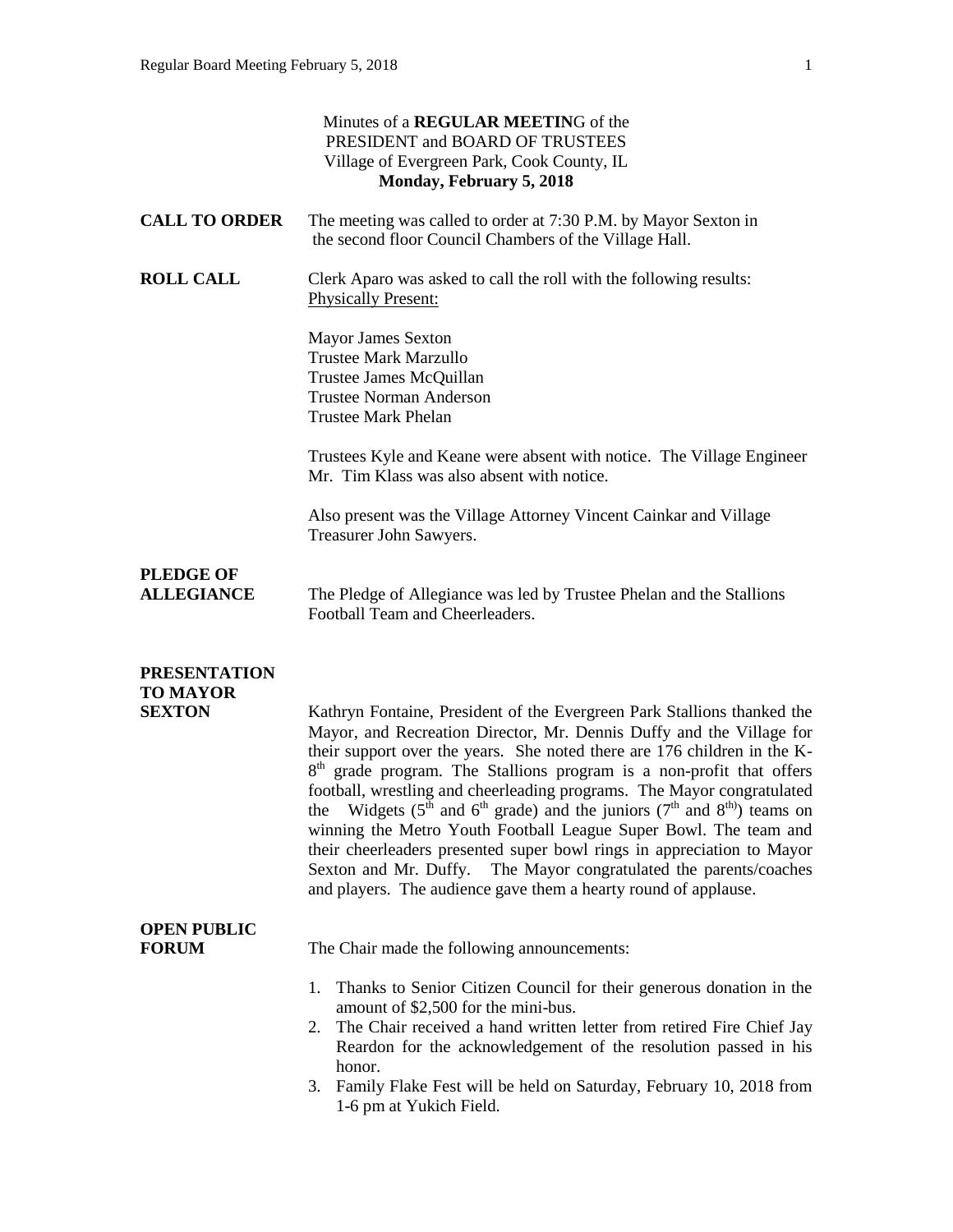Minutes of a **REGULAR MEETIN**G of the
PRESIDENT and BOARD OF TRUSTEES
Village of Evergreen Park, Cook County, IL
**Monday, February 5, 2018**

**CALL TO ORDER** The meeting was called to order at 7:30 P.M. by Mayor Sexton in the second floor Council Chambers of the Village Hall.

**ROLL CALL** Clerk Aparo was asked to call the roll with the following results:
Physically Present:

Mayor James Sexton
Trustee Mark Marzullo
Trustee James McQuillan
Trustee Norman Anderson
Trustee Mark Phelan

Trustees Kyle and Keane were absent with notice. The Village Engineer Mr. Tim Klass was also absent with notice.

Also present was the Village Attorney Vincent Cainkar and Village Treasurer John Sawyers.

**PLEDGE OF ALLEGIANCE** The Pledge of Allegiance was led by Trustee Phelan and the Stallions Football Team and Cheerleaders.

**PRESENTATION TO MAYOR SEXTON** Kathryn Fontaine, President of the Evergreen Park Stallions thanked the Mayor, and Recreation Director, Mr. Dennis Duffy and the Village for their support over the years. She noted there are 176 children in the K-8th grade program. The Stallions program is a non-profit that offers football, wrestling and cheerleading programs. The Mayor congratulated the Widgets (5th and 6th grade) and the juniors (7th and 8th)) teams on winning the Metro Youth Football League Super Bowl. The team and their cheerleaders presented super bowl rings in appreciation to Mayor Sexton and Mr. Duffy. The Mayor congratulated the parents/coaches and players. The audience gave them a hearty round of applause.

**OPEN PUBLIC FORUM** The Chair made the following announcements:

1. Thanks to Senior Citizen Council for their generous donation in the amount of $2,500 for the mini-bus.
2. The Chair received a hand written letter from retired Fire Chief Jay Reardon for the acknowledgement of the resolution passed in his honor.
3. Family Flake Fest will be held on Saturday, February 10, 2018 from 1-6 pm at Yukich Field.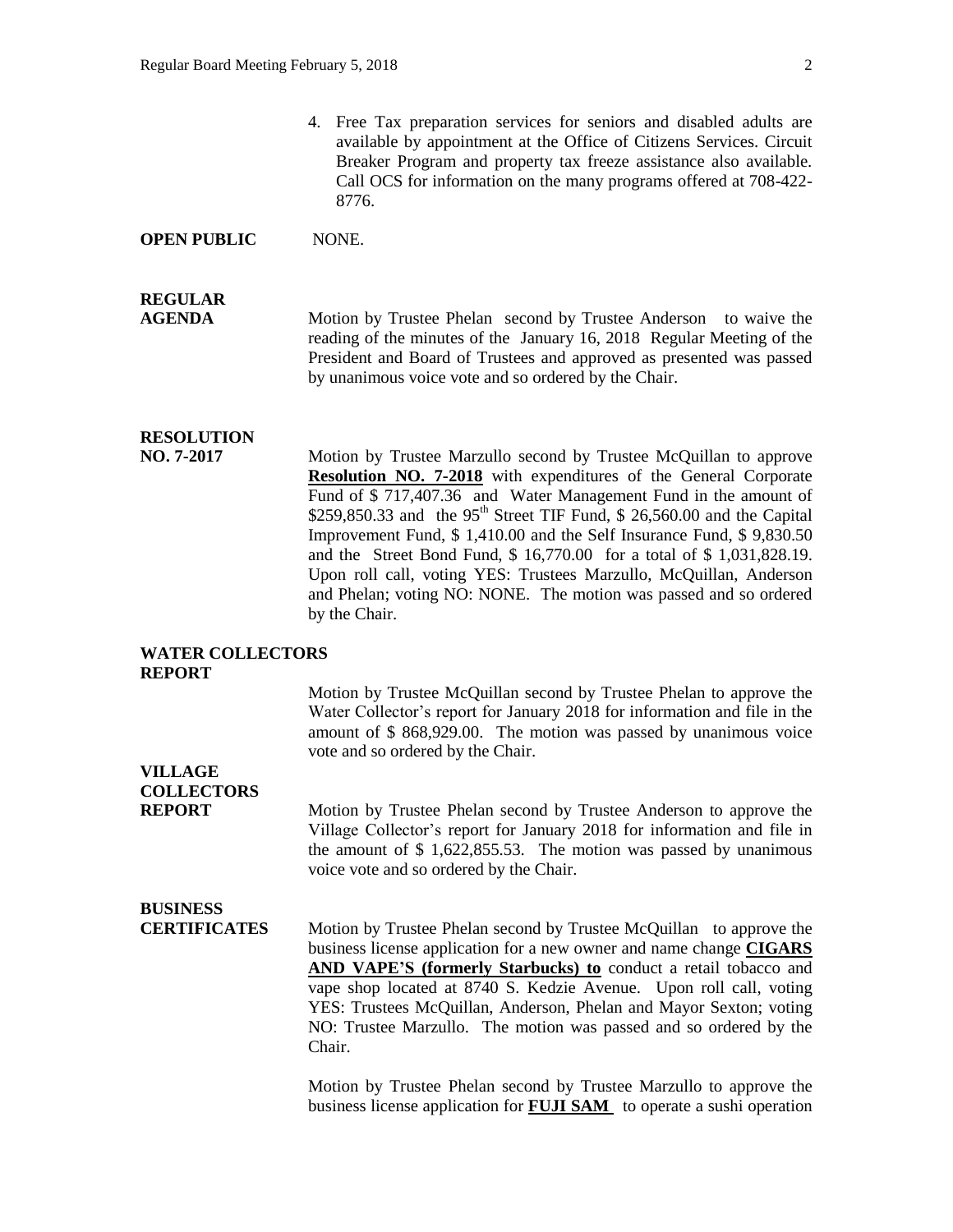4. Free Tax preparation services for seniors and disabled adults are available by appointment at the Office of Citizens Services. Circuit Breaker Program and property tax freeze assistance also available. Call OCS for information on the many programs offered at 708-422-8776.

**OPEN PUBLIC** NONE.

**REGULAR AGENDA**

Motion by Trustee Phelan second by Trustee Anderson to waive the reading of the minutes of the January 16, 2018 Regular Meeting of the President and Board of Trustees and approved as presented was passed by unanimous voice vote and so ordered by the Chair.

**RESOLUTION NO. 7-2017**

Motion by Trustee Marzullo second by Trustee McQuillan to approve **Resolution NO. 7-2018** with expenditures of the General Corporate Fund of $ 717,407.36 and Water Management Fund in the amount of $259,850.33 and the 95th Street TIF Fund, $ 26,560.00 and the Capital Improvement Fund, $ 1,410.00 and the Self Insurance Fund, $ 9,830.50 and the Street Bond Fund, $ 16,770.00 for a total of $ 1,031,828.19. Upon roll call, voting YES: Trustees Marzullo, McQuillan, Anderson and Phelan; voting NO: NONE. The motion was passed and so ordered by the Chair.

**WATER COLLECTORS REPORT**

Motion by Trustee McQuillan second by Trustee Phelan to approve the Water Collector's report for January 2018 for information and file in the amount of $ 868,929.00. The motion was passed by unanimous voice vote and so ordered by the Chair.

**VILLAGE COLLECTORS REPORT**

Motion by Trustee Phelan second by Trustee Anderson to approve the Village Collector's report for January 2018 for information and file in the amount of $ 1,622,855.53. The motion was passed by unanimous voice vote and so ordered by the Chair.

**BUSINESS CERTIFICATES**

Motion by Trustee Phelan second by Trustee McQuillan to approve the business license application for a new owner and name change **CIGARS AND VAPE'S (formerly Starbucks) to** conduct a retail tobacco and vape shop located at 8740 S. Kedzie Avenue. Upon roll call, voting YES: Trustees McQuillan, Anderson, Phelan and Mayor Sexton; voting NO: Trustee Marzullo. The motion was passed and so ordered by the Chair.

Motion by Trustee Phelan second by Trustee Marzullo to approve the business license application for **FUJI SAM** to operate a sushi operation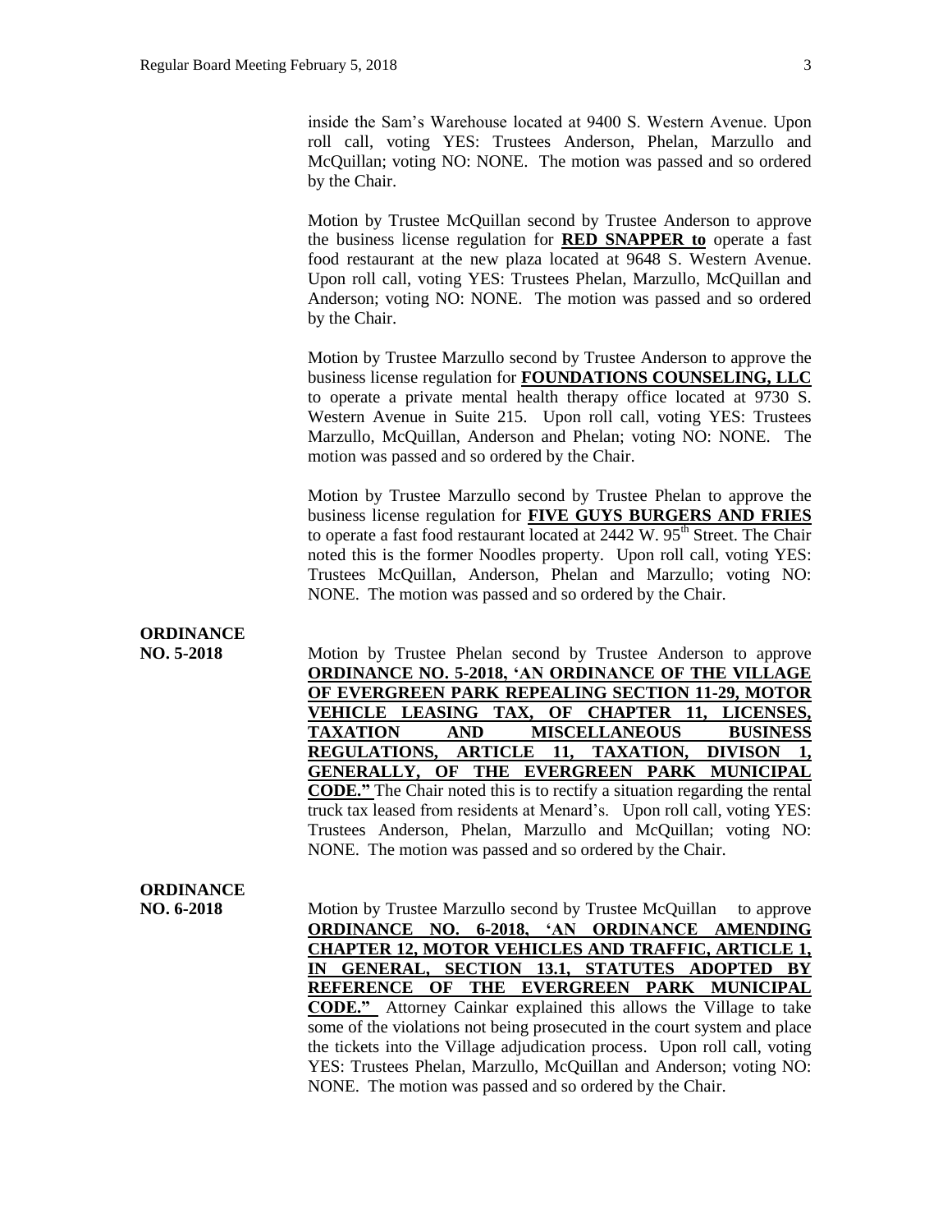inside the Sam's Warehouse located at 9400 S. Western Avenue. Upon roll call, voting YES: Trustees Anderson, Phelan, Marzullo and McQuillan; voting NO: NONE. The motion was passed and so ordered by the Chair.

Motion by Trustee McQuillan second by Trustee Anderson to approve the business license regulation for **RED SNAPPER to** operate a fast food restaurant at the new plaza located at 9648 S. Western Avenue. Upon roll call, voting YES: Trustees Phelan, Marzullo, McQuillan and Anderson; voting NO: NONE. The motion was passed and so ordered by the Chair.

Motion by Trustee Marzullo second by Trustee Anderson to approve the business license regulation for **FOUNDATIONS COUNSELING, LLC** to operate a private mental health therapy office located at 9730 S. Western Avenue in Suite 215. Upon roll call, voting YES: Trustees Marzullo, McQuillan, Anderson and Phelan; voting NO: NONE. The motion was passed and so ordered by the Chair.

Motion by Trustee Marzullo second by Trustee Phelan to approve the business license regulation for **FIVE GUYS BURGERS AND FRIES** to operate a fast food restaurant located at 2442 W. 95th Street. The Chair noted this is the former Noodles property. Upon roll call, voting YES: Trustees McQuillan, Anderson, Phelan and Marzullo; voting NO: NONE. The motion was passed and so ordered by the Chair.

**ORDINANCE NO. 5-2018**

Motion by Trustee Phelan second by Trustee Anderson to approve **ORDINANCE NO. 5-2018, 'AN ORDINANCE OF THE VILLAGE OF EVERGREEN PARK REPEALING SECTION 11-29, MOTOR VEHICLE LEASING TAX, OF CHAPTER 11, LICENSES, TAXATION AND MISCELLANEOUS BUSINESS REGULATIONS, ARTICLE 11, TAXATION, DIVISON 1, GENERALLY, OF THE EVERGREEN PARK MUNICIPAL CODE."** The Chair noted this is to rectify a situation regarding the rental truck tax leased from residents at Menard's. Upon roll call, voting YES: Trustees Anderson, Phelan, Marzullo and McQuillan; voting NO: NONE. The motion was passed and so ordered by the Chair.

**ORDINANCE NO. 6-2018**

Motion by Trustee Marzullo second by Trustee McQuillan to approve **ORDINANCE NO. 6-2018, 'AN ORDINANCE AMENDING CHAPTER 12, MOTOR VEHICLES AND TRAFFIC, ARTICLE 1, IN GENERAL, SECTION 13.1, STATUTES ADOPTED BY REFERENCE OF THE EVERGREEN PARK MUNICIPAL CODE."** Attorney Cainkar explained this allows the Village to take some of the violations not being prosecuted in the court system and place the tickets into the Village adjudication process. Upon roll call, voting YES: Trustees Phelan, Marzullo, McQuillan and Anderson; voting NO: NONE. The motion was passed and so ordered by the Chair.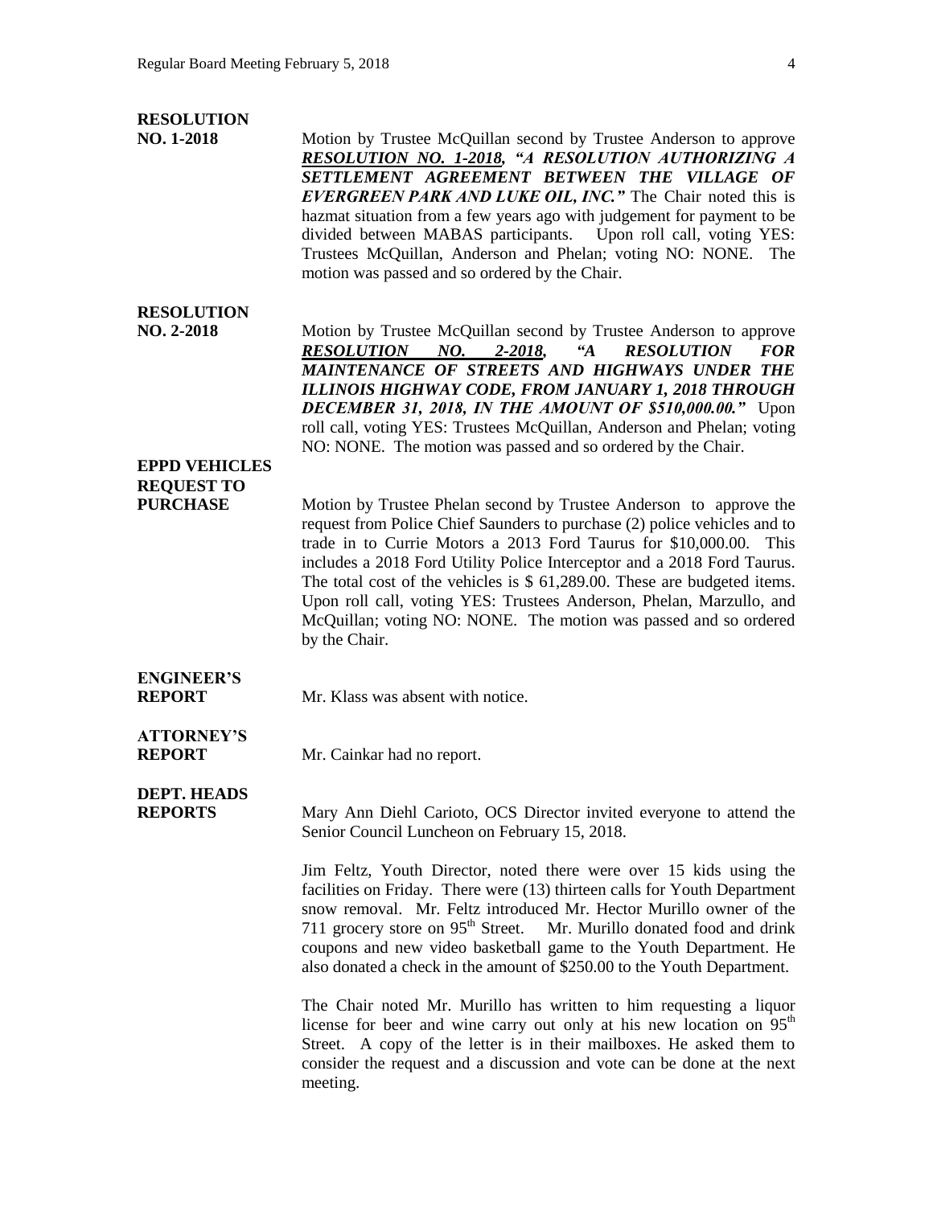**RESOLUTION NO. 1-2018**

Motion by Trustee McQuillan second by Trustee Anderson to approve ***RESOLUTION NO. 1-2018, "A RESOLUTION AUTHORIZING A SETTLEMENT AGREEMENT BETWEEN THE VILLAGE OF EVERGREEN PARK AND LUKE OIL, INC."*** The Chair noted this is hazmat situation from a few years ago with judgement for payment to be divided between MABAS participants. Upon roll call, voting YES: Trustees McQuillan, Anderson and Phelan; voting NO: NONE. The motion was passed and so ordered by the Chair.

**RESOLUTION NO. 2-2018**

Motion by Trustee McQuillan second by Trustee Anderson to approve ***RESOLUTION NO. 2-2018, "A RESOLUTION FOR MAINTENANCE OF STREETS AND HIGHWAYS UNDER THE ILLINOIS HIGHWAY CODE, FROM JANUARY 1, 2018 THROUGH DECEMBER 31, 2018, IN THE AMOUNT OF $510,000.00."*** Upon roll call, voting YES: Trustees McQuillan, Anderson and Phelan; voting NO: NONE. The motion was passed and so ordered by the Chair.

**EPPD VEHICLES REQUEST TO PURCHASE**

Motion by Trustee Phelan second by Trustee Anderson to approve the request from Police Chief Saunders to purchase (2) police vehicles and to trade in to Currie Motors a 2013 Ford Taurus for $10,000.00. This includes a 2018 Ford Utility Police Interceptor and a 2018 Ford Taurus. The total cost of the vehicles is $ 61,289.00. These are budgeted items. Upon roll call, voting YES: Trustees Anderson, Phelan, Marzullo, and McQuillan; voting NO: NONE. The motion was passed and so ordered by the Chair.

**ENGINEER'S REPORT**

Mr. Klass was absent with notice.

**ATTORNEY'S REPORT**

Mr. Cainkar had no report.

**DEPT. HEADS REPORTS**

Mary Ann Diehl Carioto, OCS Director invited everyone to attend the Senior Council Luncheon on February 15, 2018.

Jim Feltz, Youth Director, noted there were over 15 kids using the facilities on Friday. There were (13) thirteen calls for Youth Department snow removal. Mr. Feltz introduced Mr. Hector Murillo owner of the 711 grocery store on 95th Street. Mr. Murillo donated food and drink coupons and new video basketball game to the Youth Department. He also donated a check in the amount of $250.00 to the Youth Department.

The Chair noted Mr. Murillo has written to him requesting a liquor license for beer and wine carry out only at his new location on 95th Street. A copy of the letter is in their mailboxes. He asked them to consider the request and a discussion and vote can be done at the next meeting.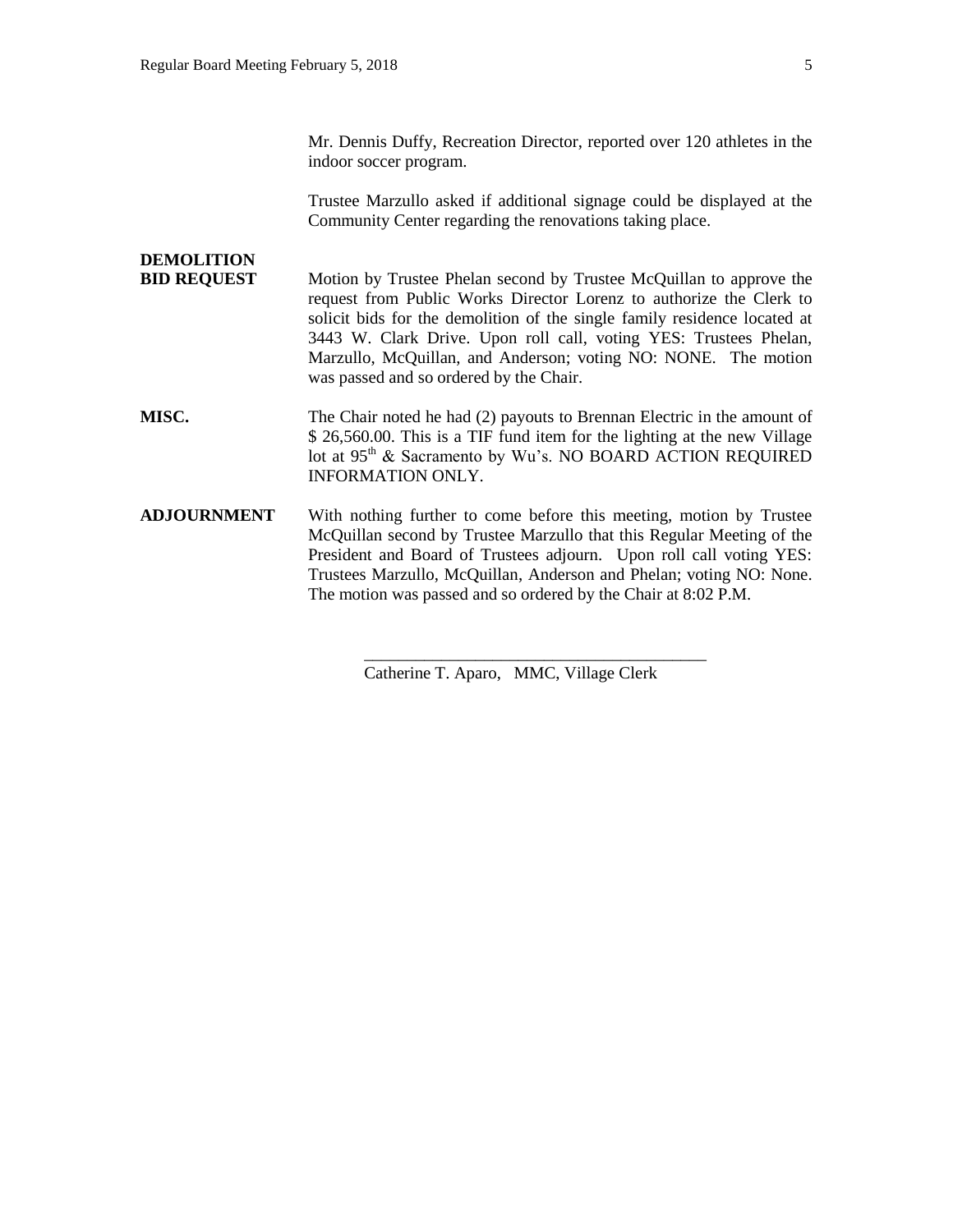Mr. Dennis Duffy, Recreation Director, reported over 120 athletes in the indoor soccer program.

Trustee Marzullo asked if additional signage could be displayed at the Community Center regarding the renovations taking place.

**DEMOLITION BID REQUEST**

Motion by Trustee Phelan second by Trustee McQuillan to approve the request from Public Works Director Lorenz to authorize the Clerk to solicit bids for the demolition of the single family residence located at 3443 W. Clark Drive. Upon roll call, voting YES: Trustees Phelan, Marzullo, McQuillan, and Anderson; voting NO: NONE. The motion was passed and so ordered by the Chair.

**MISC.**

The Chair noted he had (2) payouts to Brennan Electric in the amount of $ 26,560.00. This is a TIF fund item for the lighting at the new Village lot at 95th & Sacramento by Wu's. NO BOARD ACTION REQUIRED INFORMATION ONLY.

**ADJOURNMENT**

With nothing further to come before this meeting, motion by Trustee McQuillan second by Trustee Marzullo that this Regular Meeting of the President and Board of Trustees adjourn. Upon roll call voting YES: Trustees Marzullo, McQuillan, Anderson and Phelan; voting NO: None. The motion was passed and so ordered by the Chair at 8:02 P.M.

\_\_\_\_\_\_\_\_\_\_\_\_\_\_\_\_\_\_\_\_\_\_\_\_\_\_\_\_\_\_\_\_\_\_\_\_\_\_\_\_

Catherine T. Aparo, MMC, Village Clerk